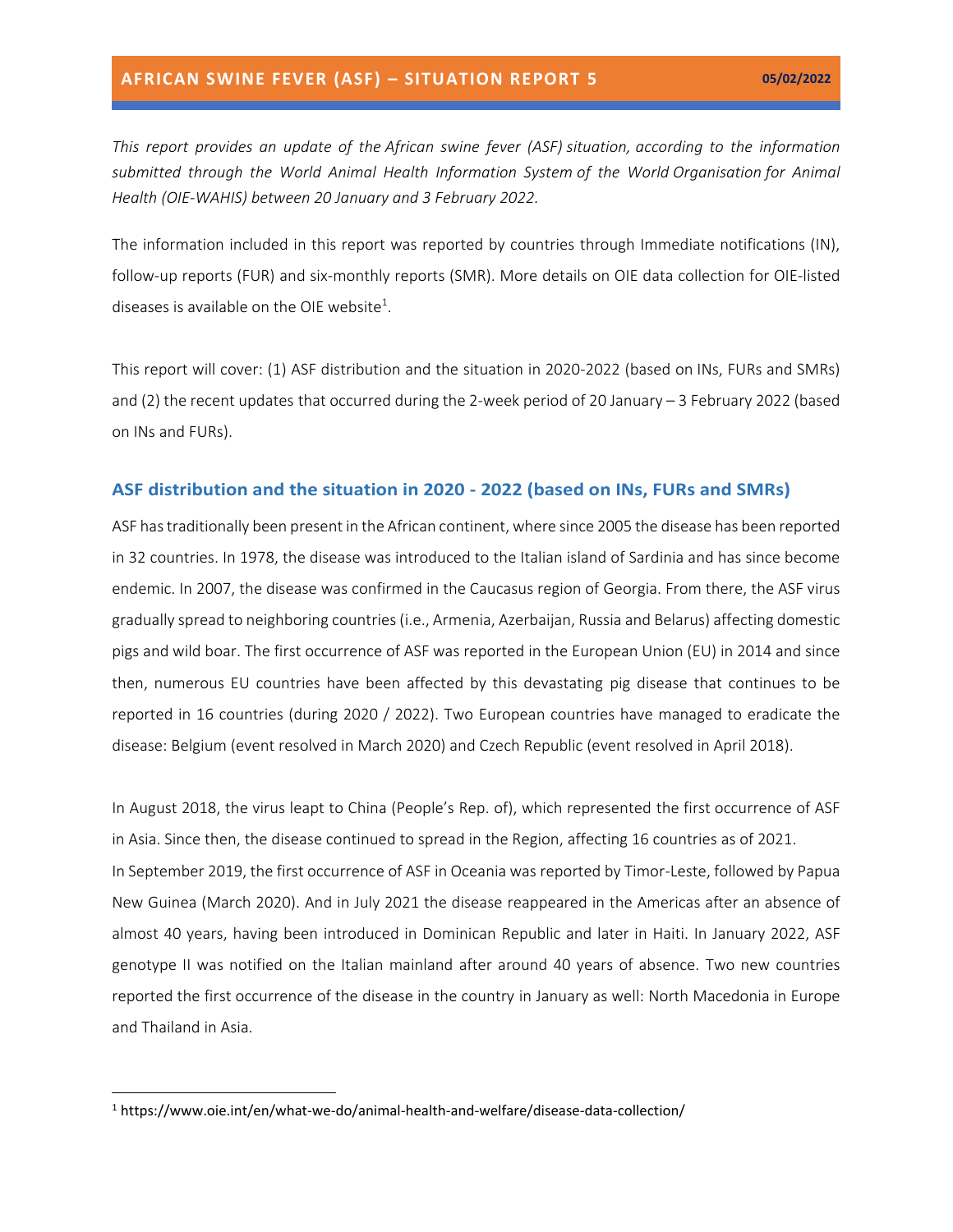# AFRICAN SWINE FEVER (ASF) – SITUATION REPORT 5

**05/02/2022**

*This report provides an update of the African swine fever (ASF) situation, according to the information submitted through the World Animal Health Information System of the World Organisation for Animal Health (OIE-WAHIS) between 20 January and 3 February 2022.*

The information included in this report was reported by countries through Immediate notifications (IN), follow-up reports (FUR) and six-monthly reports (SMR). More details on OIE data collection for OIE-listed diseases is available on the OIE website[1].

This report will cover: (1) ASF distribution and the situation in 2020-2022 (based on INs, FURs and SMRs) and (2) the recent updates that occurred during the 2-week period of 20 January – 3 February 2022 (based on INs and FURs).

## ASF distribution and the situation in 2020 - 2022 (based on INs, FURs and SMRs)

ASF has traditionally been present in the African continent, where since 2005 the disease has been reported in 32 countries. In 1978, the disease was introduced to the Italian island of Sardinia and has since become endemic. In 2007, the disease was confirmed in the Caucasus region of Georgia. From there, the ASF virus gradually spread to neighboring countries (i.e., Armenia, Azerbaijan, Russia and Belarus) affecting domestic pigs and wild boar. The first occurrence of ASF was reported in the European Union (EU) in 2014 and since then, numerous EU countries have been affected by this devastating pig disease that continues to be reported in 16 countries (during 2020 / 2022). Two European countries have managed to eradicate the disease: Belgium (event resolved in March 2020) and Czech Republic (event resolved in April 2018).

In August 2018, the virus leapt to China (People's Rep. of), which represented the first occurrence of ASF in Asia. Since then, the disease continued to spread in the Region, affecting 16 countries as of 2021.
In September 2019, the first occurrence of ASF in Oceania was reported by Timor-Leste, followed by Papua New Guinea (March 2020). And in July 2021 the disease reappeared in the Americas after an absence of almost 40 years, having been introduced in Dominican Republic and later in Haiti. In January 2022, ASF genotype II was notified on the Italian mainland after around 40 years of absence. Two new countries reported the first occurrence of the disease in the country in January as well: North Macedonia in Europe and Thailand in Asia.

---

[1] https://www.oie.int/en/what-we-do/animal-health-and-welfare/disease-data-collection/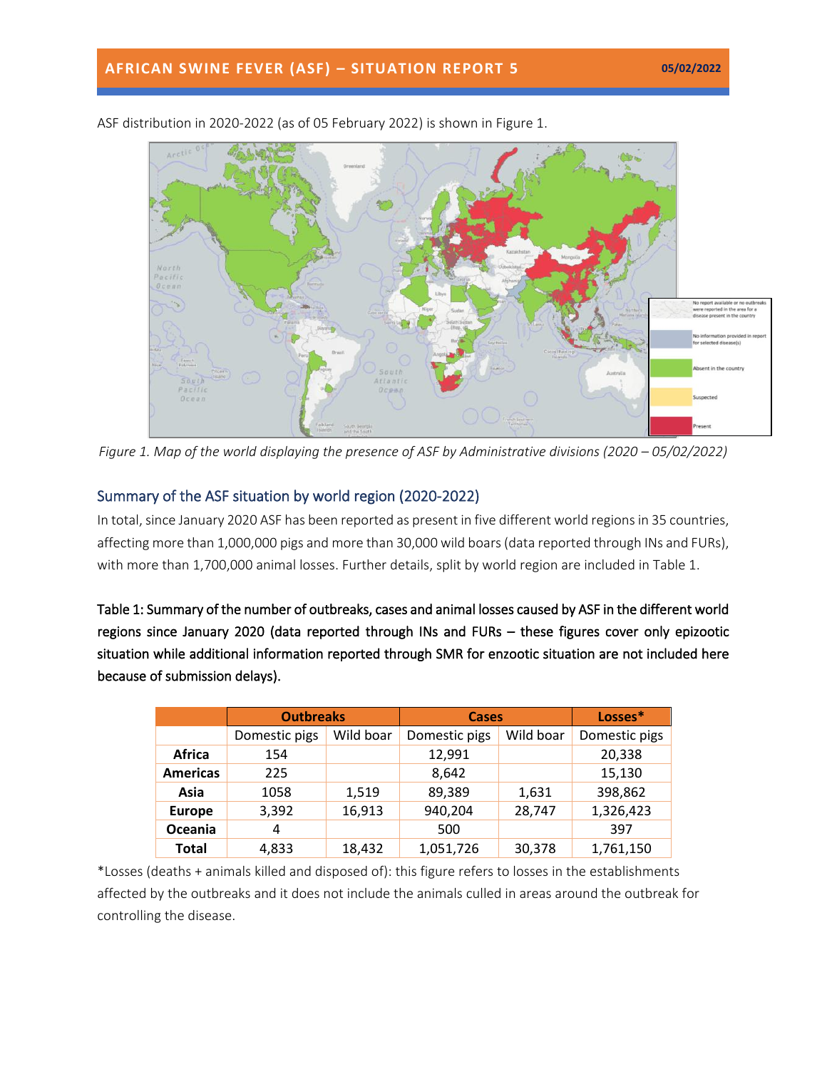ASF distribution in 2020-2022 (as of 05 February 2022) is shown in Figure 1.

*Figure 1. Map of the world displaying the presence of ASF by Administrative divisions (2020 – 05/02/2022)*

## Summary of the ASF situation by world region (2020-2022)

In total, since January 2020 ASF has been reported as present in five different world regions in 35 countries, affecting more than 1,000,000 pigs and more than 30,000 wild boars (data reported through INs and FURs), with more than 1,700,000 animal losses. Further details, split by world region are included in Table 1.

**Table 1: Summary of the number of outbreaks, cases and animal losses caused by ASF in the different world regions since January 2020 (data reported through INs and FURs – these figures cover only epizootic situation while additional information reported through SMR for enzootic situation are not included here because of submission delays).**

| | Outbreaks | | Cases | | Losses* |
|---|---|---|---|---|---|
| | Domestic pigs | Wild boar | Domestic pigs | Wild boar | Domestic pigs |
| **Africa** | 154 | | 12,991 | | 20,338 |
| **Americas** | 225 | | 8,642 | | 15,130 |
| **Asia** | 1058 | 1,519 | 89,389 | 1,631 | 398,862 |
| **Europe** | 3,392 | 16,913 | 940,204 | 28,747 | 1,326,423 |
| **Oceania** | 4 | | 500 | | 397 |
| **Total** | 4,833 | 18,432 | 1,051,726 | 30,378 | 1,761,150 |

*Losses (deaths + animals killed and disposed of): this figure refers to losses in the establishments affected by the outbreaks and it does not include the animals culled in areas around the outbreak for controlling the disease.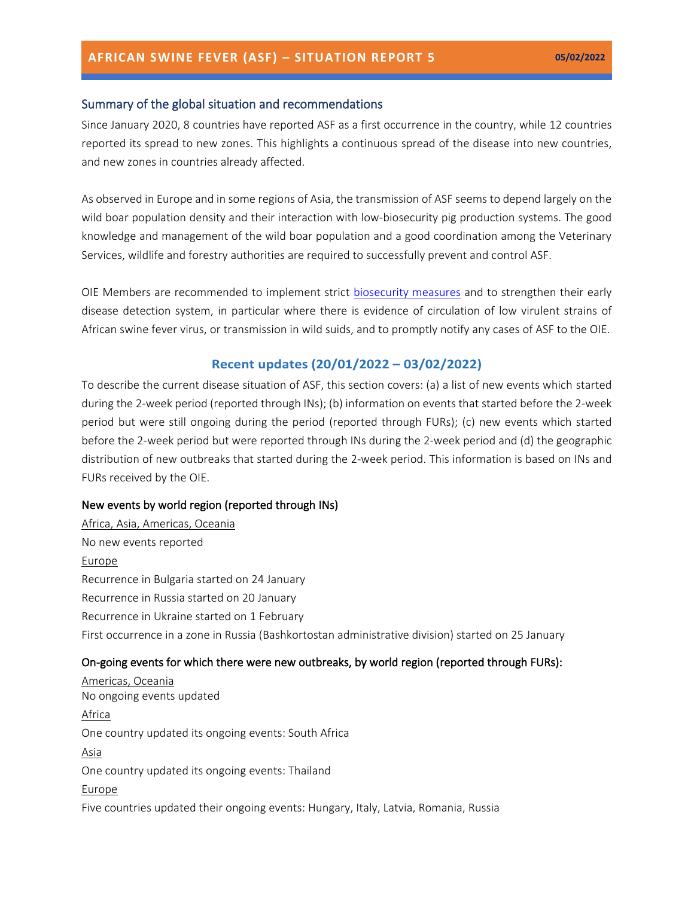## Summary of the global situation and recommendations

Since January 2020, 8 countries have reported ASF as a first occurrence in the country, while 12 countries reported its spread to new zones. This highlights a continuous spread of the disease into new countries, and new zones in countries already affected.

As observed in Europe and in some regions of Asia, the transmission of ASF seems to depend largely on the wild boar population density and their interaction with low-biosecurity pig production systems. The good knowledge and management of the wild boar population and a good coordination among the Veterinary Services, wildlife and forestry authorities are required to successfully prevent and control ASF.

OIE Members are recommended to implement strict biosecurity measures and to strengthen their early disease detection system, in particular where there is evidence of circulation of low virulent strains of African swine fever virus, or transmission in wild suids, and to promptly notify any cases of ASF to the OIE.

## Recent updates (20/01/2022 – 03/02/2022)

To describe the current disease situation of ASF, this section covers: (a) a list of new events which started during the 2-week period (reported through INs); (b) information on events that started before the 2-week period but were still ongoing during the period (reported through FURs); (c) new events which started before the 2-week period but were reported through INs during the 2-week period and (d) the geographic distribution of new outbreaks that started during the 2-week period. This information is based on INs and FURs received by the OIE.

### New events by world region (reported through INs)

Africa, Asia, Americas, Oceania

No new events reported

Europe

Recurrence in Bulgaria started on 24 January

Recurrence in Russia started on 20 January

Recurrence in Ukraine started on 1 February

First occurrence in a zone in Russia (Bashkortostan administrative division) started on 25 January

### On-going events for which there were new outbreaks, by world region (reported through FURs):

Americas, Oceania

No ongoing events updated

Africa

One country updated its ongoing events: South Africa

Asia

One country updated its ongoing events: Thailand

Europe

Five countries updated their ongoing events: Hungary, Italy, Latvia, Romania, Russia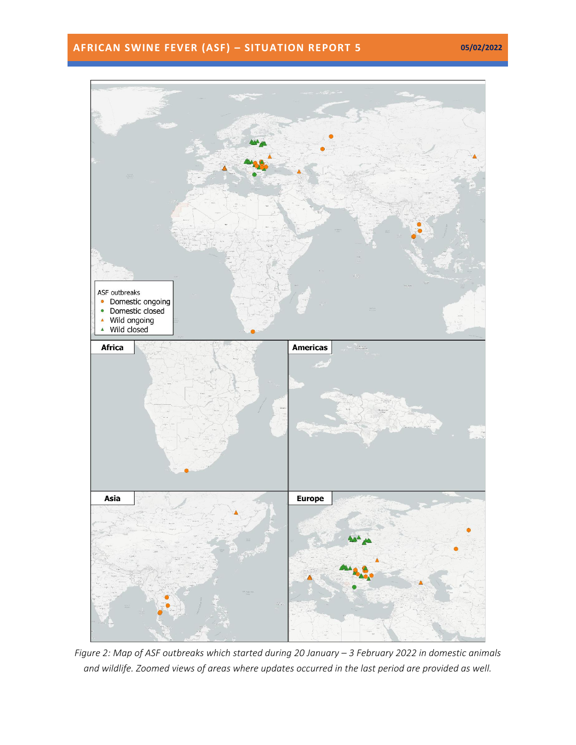*Figure 2: Map of ASF outbreaks which started during 20 January – 3 February 2022 in domestic animals and wildlife. Zoomed views of areas where updates occurred in the last period are provided as well.*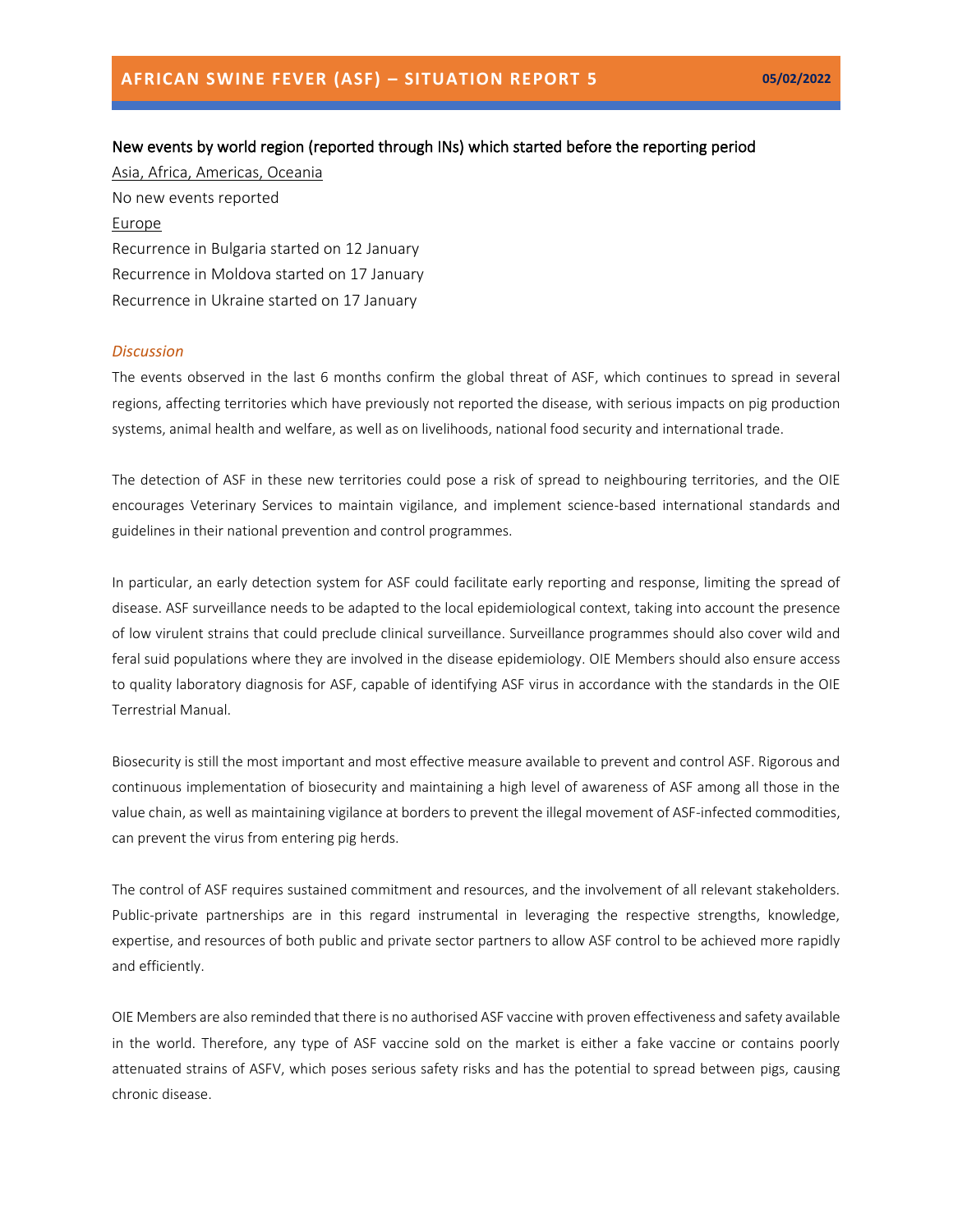## New events by world region (reported through INs) which started before the reporting period

Asia, Africa, Americas, Oceania

No new events reported

Europe

Recurrence in Bulgaria started on 12 January

Recurrence in Moldova started on 17 January

Recurrence in Ukraine started on 17 January

### *Discussion*

The events observed in the last 6 months confirm the global threat of ASF, which continues to spread in several regions, affecting territories which have previously not reported the disease, with serious impacts on pig production systems, animal health and welfare, as well as on livelihoods, national food security and international trade.

The detection of ASF in these new territories could pose a risk of spread to neighbouring territories, and the OIE encourages Veterinary Services to maintain vigilance, and implement science-based international standards and guidelines in their national prevention and control programmes.

In particular, an early detection system for ASF could facilitate early reporting and response, limiting the spread of disease. ASF surveillance needs to be adapted to the local epidemiological context, taking into account the presence of low virulent strains that could preclude clinical surveillance. Surveillance programmes should also cover wild and feral suid populations where they are involved in the disease epidemiology. OIE Members should also ensure access to quality laboratory diagnosis for ASF, capable of identifying ASF virus in accordance with the standards in the OIE Terrestrial Manual.

Biosecurity is still the most important and most effective measure available to prevent and control ASF. Rigorous and continuous implementation of biosecurity and maintaining a high level of awareness of ASF among all those in the value chain, as well as maintaining vigilance at borders to prevent the illegal movement of ASF-infected commodities, can prevent the virus from entering pig herds.

The control of ASF requires sustained commitment and resources, and the involvement of all relevant stakeholders. Public-private partnerships are in this regard instrumental in leveraging the respective strengths, knowledge, expertise, and resources of both public and private sector partners to allow ASF control to be achieved more rapidly and efficiently.

OIE Members are also reminded that there is no authorised ASF vaccine with proven effectiveness and safety available in the world. Therefore, any type of ASF vaccine sold on the market is either a fake vaccine or contains poorly attenuated strains of ASFV, which poses serious safety risks and has the potential to spread between pigs, causing chronic disease.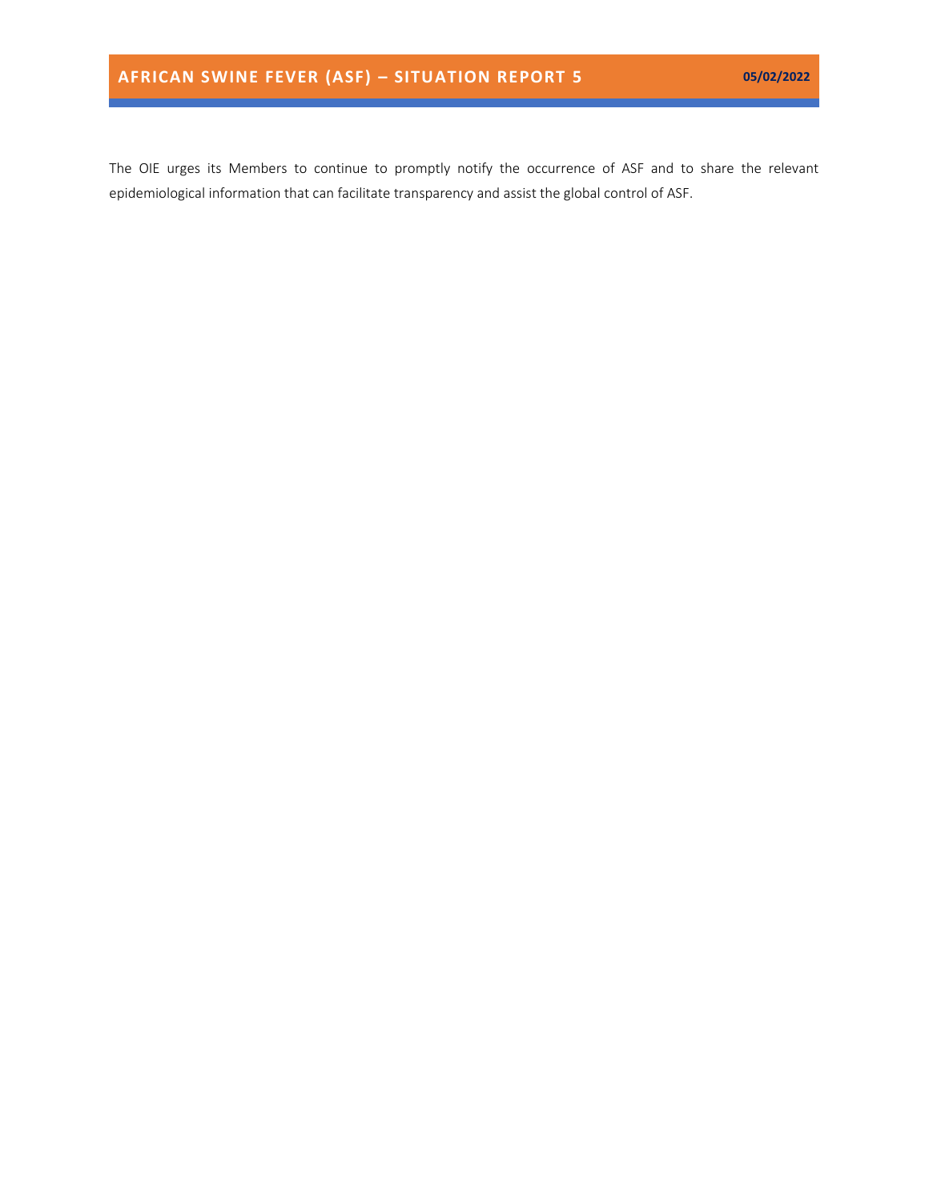The OIE urges its Members to continue to promptly notify the occurrence of ASF and to share the relevant epidemiological information that can facilitate transparency and assist the global control of ASF.